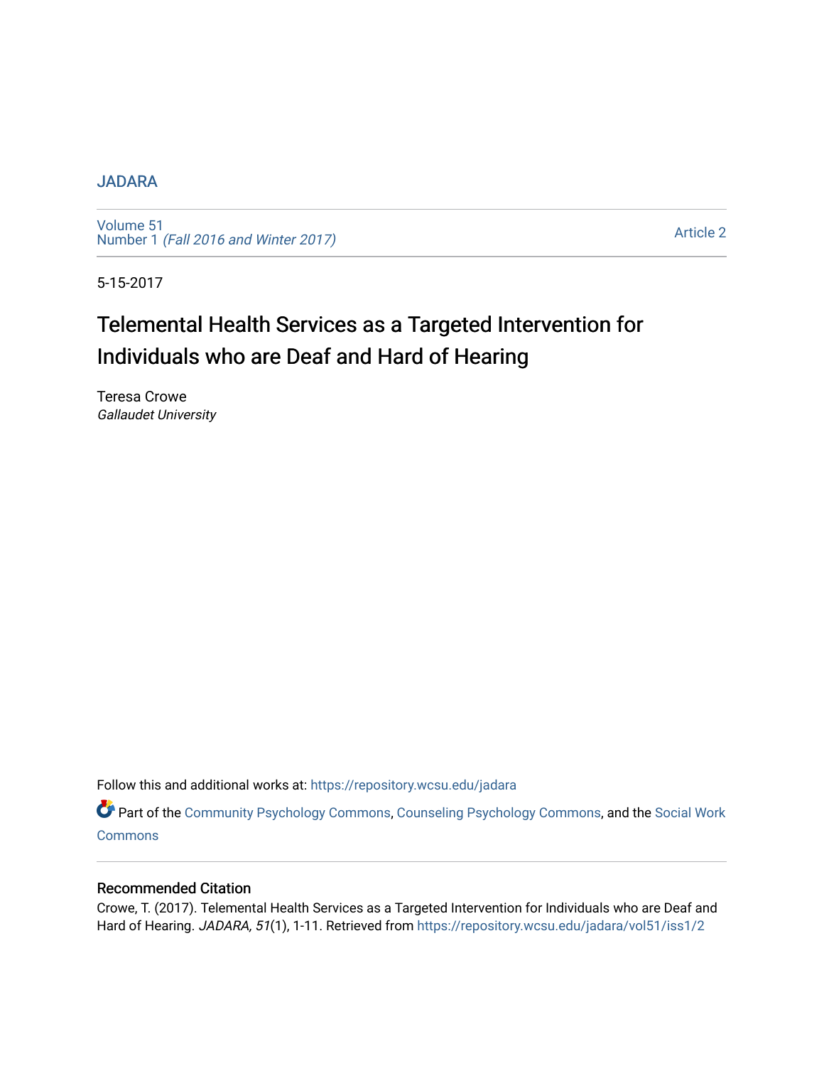JADARA

Volume 51
Number 1 *(Fall 2016 and Winter 2017)*

Article 2

5-15-2017

# Telemental Health Services as a Targeted Intervention for Individuals who are Deaf and Hard of Hearing

Teresa Crowe
*Gallaudet University*

Follow this and additional works at: https://repository.wcsu.edu/jadara

Part of the Community Psychology Commons, Counseling Psychology Commons, and the Social Work Commons

## Recommended Citation

Crowe, T. (2017). Telemental Health Services as a Targeted Intervention for Individuals who are Deaf and Hard of Hearing. *JADARA, 51*(1), 1-11. Retrieved from https://repository.wcsu.edu/jadara/vol51/iss1/2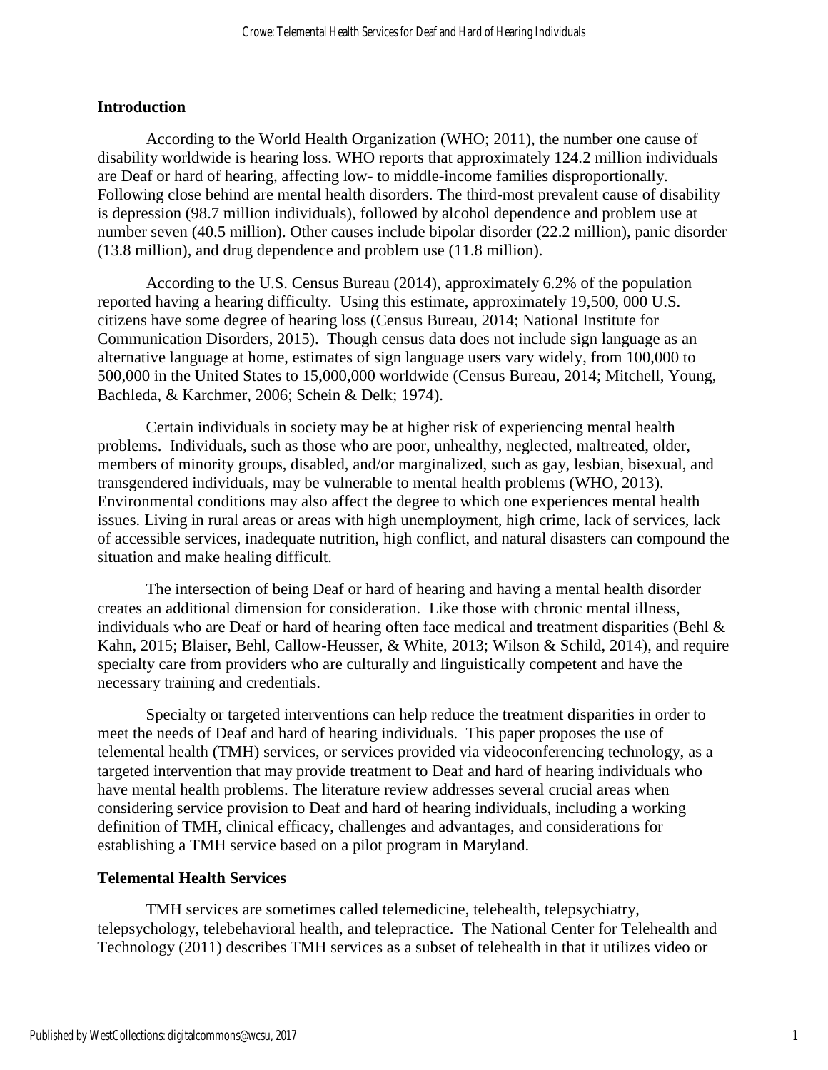## Introduction

According to the World Health Organization (WHO; 2011), the number one cause of disability worldwide is hearing loss. WHO reports that approximately 124.2 million individuals are Deaf or hard of hearing, affecting low- to middle-income families disproportionally. Following close behind are mental health disorders. The third-most prevalent cause of disability is depression (98.7 million individuals), followed by alcohol dependence and problem use at number seven (40.5 million). Other causes include bipolar disorder (22.2 million), panic disorder (13.8 million), and drug dependence and problem use (11.8 million).

According to the U.S. Census Bureau (2014), approximately 6.2% of the population reported having a hearing difficulty. Using this estimate, approximately 19,500, 000 U.S. citizens have some degree of hearing loss (Census Bureau, 2014; National Institute for Communication Disorders, 2015). Though census data does not include sign language as an alternative language at home, estimates of sign language users vary widely, from 100,000 to 500,000 in the United States to 15,000,000 worldwide (Census Bureau, 2014; Mitchell, Young, Bachleda, & Karchmer, 2006; Schein & Delk; 1974).

Certain individuals in society may be at higher risk of experiencing mental health problems. Individuals, such as those who are poor, unhealthy, neglected, maltreated, older, members of minority groups, disabled, and/or marginalized, such as gay, lesbian, bisexual, and transgendered individuals, may be vulnerable to mental health problems (WHO, 2013). Environmental conditions may also affect the degree to which one experiences mental health issues. Living in rural areas or areas with high unemployment, high crime, lack of services, lack of accessible services, inadequate nutrition, high conflict, and natural disasters can compound the situation and make healing difficult.

The intersection of being Deaf or hard of hearing and having a mental health disorder creates an additional dimension for consideration. Like those with chronic mental illness, individuals who are Deaf or hard of hearing often face medical and treatment disparities (Behl & Kahn, 2015; Blaiser, Behl, Callow-Heusser, & White, 2013; Wilson & Schild, 2014), and require specialty care from providers who are culturally and linguistically competent and have the necessary training and credentials.

Specialty or targeted interventions can help reduce the treatment disparities in order to meet the needs of Deaf and hard of hearing individuals. This paper proposes the use of telemental health (TMH) services, or services provided via videoconferencing technology, as a targeted intervention that may provide treatment to Deaf and hard of hearing individuals who have mental health problems. The literature review addresses several crucial areas when considering service provision to Deaf and hard of hearing individuals, including a working definition of TMH, clinical efficacy, challenges and advantages, and considerations for establishing a TMH service based on a pilot program in Maryland.

## Telemental Health Services

TMH services are sometimes called telemedicine, telehealth, telepsychiatry, telepsychology, telebehavioral health, and telepractice. The National Center for Telehealth and Technology (2011) describes TMH services as a subset of telehealth in that it utilizes video or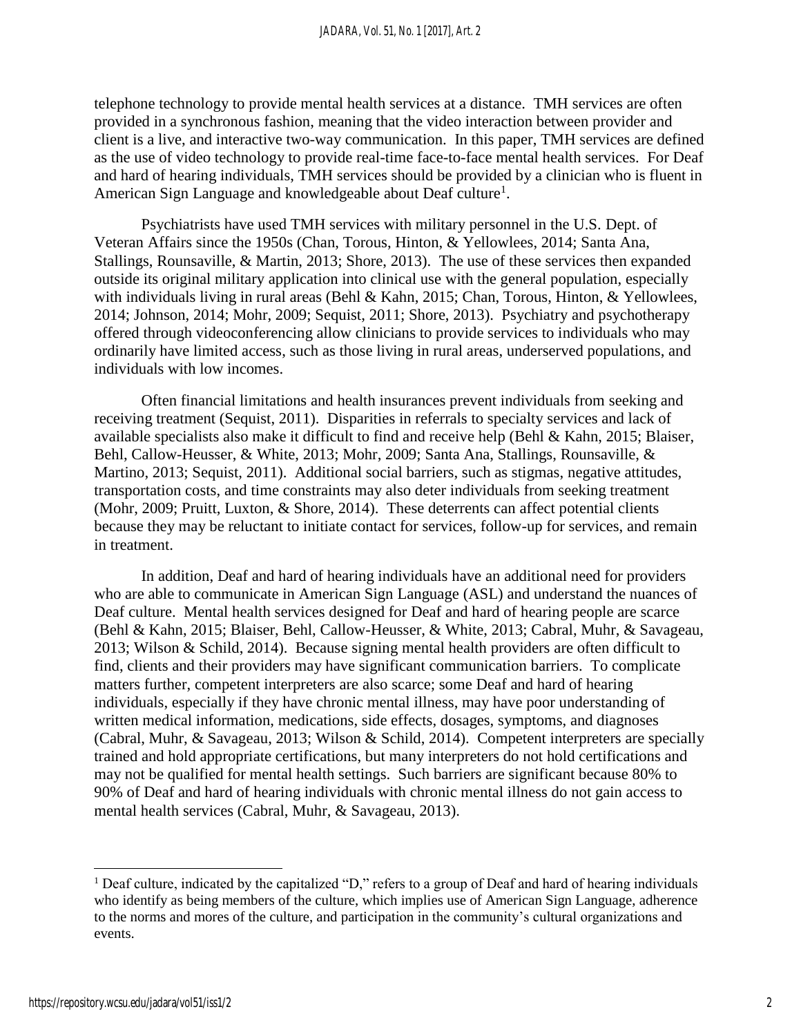telephone technology to provide mental health services at a distance. TMH services are often provided in a synchronous fashion, meaning that the video interaction between provider and client is a live, and interactive two-way communication. In this paper, TMH services are defined as the use of video technology to provide real-time face-to-face mental health services. For Deaf and hard of hearing individuals, TMH services should be provided by a clinician who is fluent in American Sign Language and knowledgeable about Deaf culture[1].

Psychiatrists have used TMH services with military personnel in the U.S. Dept. of Veteran Affairs since the 1950s (Chan, Torous, Hinton, & Yellowlees, 2014; Santa Ana, Stallings, Rounsaville, & Martin, 2013; Shore, 2013). The use of these services then expanded outside its original military application into clinical use with the general population, especially with individuals living in rural areas (Behl & Kahn, 2015; Chan, Torous, Hinton, & Yellowlees, 2014; Johnson, 2014; Mohr, 2009; Sequist, 2011; Shore, 2013). Psychiatry and psychotherapy offered through videoconferencing allow clinicians to provide services to individuals who may ordinarily have limited access, such as those living in rural areas, underserved populations, and individuals with low incomes.

Often financial limitations and health insurances prevent individuals from seeking and receiving treatment (Sequist, 2011). Disparities in referrals to specialty services and lack of available specialists also make it difficult to find and receive help (Behl & Kahn, 2015; Blaiser, Behl, Callow-Heusser, & White, 2013; Mohr, 2009; Santa Ana, Stallings, Rounsaville, & Martino, 2013; Sequist, 2011). Additional social barriers, such as stigmas, negative attitudes, transportation costs, and time constraints may also deter individuals from seeking treatment (Mohr, 2009; Pruitt, Luxton, & Shore, 2014). These deterrents can affect potential clients because they may be reluctant to initiate contact for services, follow-up for services, and remain in treatment.

In addition, Deaf and hard of hearing individuals have an additional need for providers who are able to communicate in American Sign Language (ASL) and understand the nuances of Deaf culture. Mental health services designed for Deaf and hard of hearing people are scarce (Behl & Kahn, 2015; Blaiser, Behl, Callow-Heusser, & White, 2013; Cabral, Muhr, & Savageau, 2013; Wilson & Schild, 2014). Because signing mental health providers are often difficult to find, clients and their providers may have significant communication barriers. To complicate matters further, competent interpreters are also scarce; some Deaf and hard of hearing individuals, especially if they have chronic mental illness, may have poor understanding of written medical information, medications, side effects, dosages, symptoms, and diagnoses (Cabral, Muhr, & Savageau, 2013; Wilson & Schild, 2014). Competent interpreters are specially trained and hold appropriate certifications, but many interpreters do not hold certifications and may not be qualified for mental health settings. Such barriers are significant because 80% to 90% of Deaf and hard of hearing individuals with chronic mental illness do not gain access to mental health services (Cabral, Muhr, & Savageau, 2013).

[1] Deaf culture, indicated by the capitalized "D," refers to a group of Deaf and hard of hearing individuals who identify as being members of the culture, which implies use of American Sign Language, adherence to the norms and mores of the culture, and participation in the community's cultural organizations and events.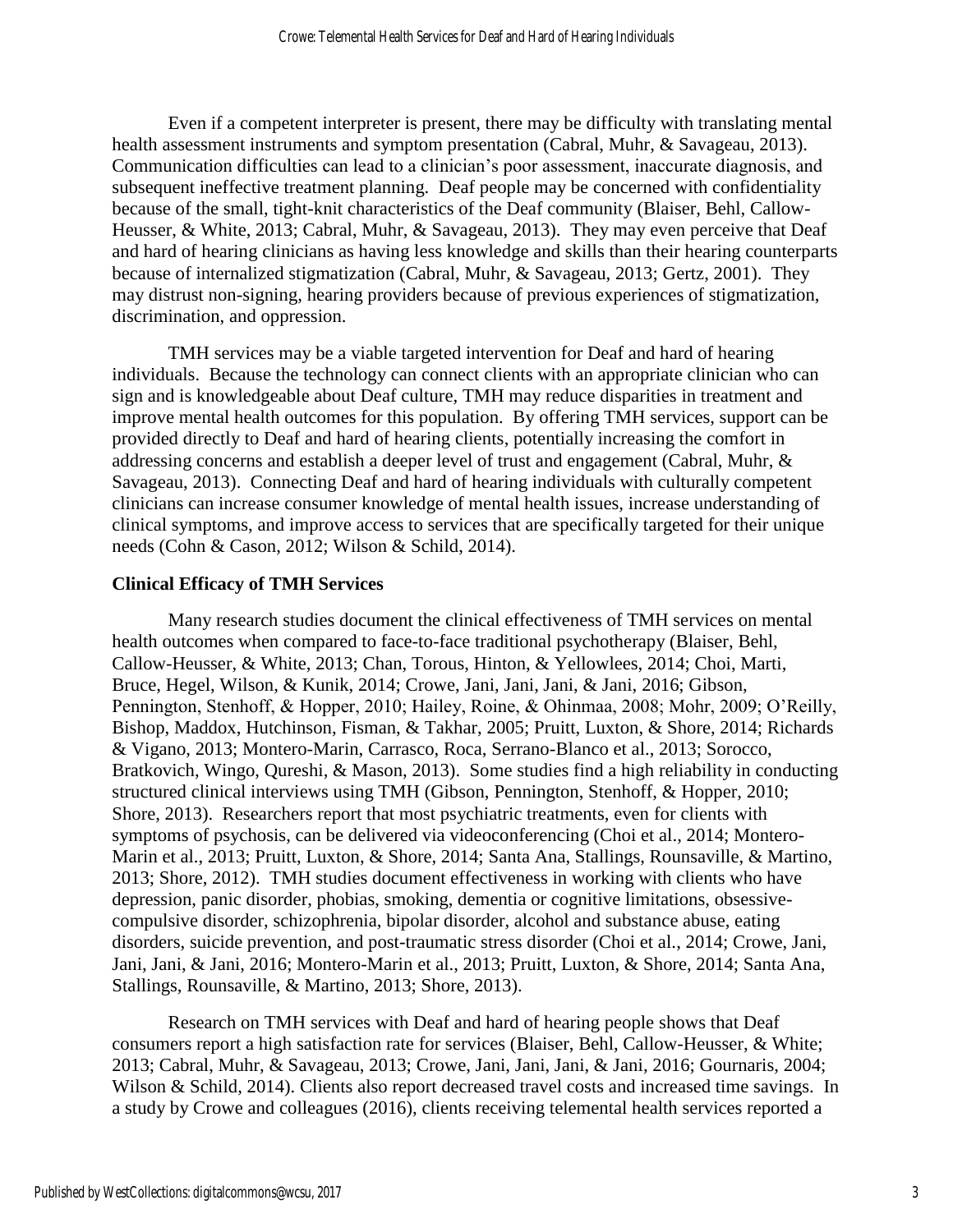Even if a competent interpreter is present, there may be difficulty with translating mental health assessment instruments and symptom presentation (Cabral, Muhr, & Savageau, 2013). Communication difficulties can lead to a clinician's poor assessment, inaccurate diagnosis, and subsequent ineffective treatment planning. Deaf people may be concerned with confidentiality because of the small, tight-knit characteristics of the Deaf community (Blaiser, Behl, Callow-Heusser, & White, 2013; Cabral, Muhr, & Savageau, 2013). They may even perceive that Deaf and hard of hearing clinicians as having less knowledge and skills than their hearing counterparts because of internalized stigmatization (Cabral, Muhr, & Savageau, 2013; Gertz, 2001). They may distrust non-signing, hearing providers because of previous experiences of stigmatization, discrimination, and oppression.

TMH services may be a viable targeted intervention for Deaf and hard of hearing individuals. Because the technology can connect clients with an appropriate clinician who can sign and is knowledgeable about Deaf culture, TMH may reduce disparities in treatment and improve mental health outcomes for this population. By offering TMH services, support can be provided directly to Deaf and hard of hearing clients, potentially increasing the comfort in addressing concerns and establish a deeper level of trust and engagement (Cabral, Muhr, & Savageau, 2013). Connecting Deaf and hard of hearing individuals with culturally competent clinicians can increase consumer knowledge of mental health issues, increase understanding of clinical symptoms, and improve access to services that are specifically targeted for their unique needs (Cohn & Cason, 2012; Wilson & Schild, 2014).

**Clinical Efficacy of TMH Services**

Many research studies document the clinical effectiveness of TMH services on mental health outcomes when compared to face-to-face traditional psychotherapy (Blaiser, Behl, Callow-Heusser, & White, 2013; Chan, Torous, Hinton, & Yellowlees, 2014; Choi, Marti, Bruce, Hegel, Wilson, & Kunik, 2014; Crowe, Jani, Jani, Jani, & Jani, 2016; Gibson, Pennington, Stenhoff, & Hopper, 2010; Hailey, Roine, & Ohinmaa, 2008; Mohr, 2009; O'Reilly, Bishop, Maddox, Hutchinson, Fisman, & Takhar, 2005; Pruitt, Luxton, & Shore, 2014; Richards & Vigano, 2013; Montero-Marin, Carrasco, Roca, Serrano-Blanco et al., 2013; Sorocco, Bratkovich, Wingo, Qureshi, & Mason, 2013). Some studies find a high reliability in conducting structured clinical interviews using TMH (Gibson, Pennington, Stenhoff, & Hopper, 2010; Shore, 2013). Researchers report that most psychiatric treatments, even for clients with symptoms of psychosis, can be delivered via videoconferencing (Choi et al., 2014; Montero-Marin et al., 2013; Pruitt, Luxton, & Shore, 2014; Santa Ana, Stallings, Rounsaville, & Martino, 2013; Shore, 2012). TMH studies document effectiveness in working with clients who have depression, panic disorder, phobias, smoking, dementia or cognitive limitations, obsessive-compulsive disorder, schizophrenia, bipolar disorder, alcohol and substance abuse, eating disorders, suicide prevention, and post-traumatic stress disorder (Choi et al., 2014; Crowe, Jani, Jani, Jani, & Jani, 2016; Montero-Marin et al., 2013; Pruitt, Luxton, & Shore, 2014; Santa Ana, Stallings, Rounsaville, & Martino, 2013; Shore, 2013).

Research on TMH services with Deaf and hard of hearing people shows that Deaf consumers report a high satisfaction rate for services (Blaiser, Behl, Callow-Heusser, & White; 2013; Cabral, Muhr, & Savageau, 2013; Crowe, Jani, Jani, Jani, & Jani, 2016; Gournaris, 2004; Wilson & Schild, 2014). Clients also report decreased travel costs and increased time savings. In a study by Crowe and colleagues (2016), clients receiving telemental health services reported a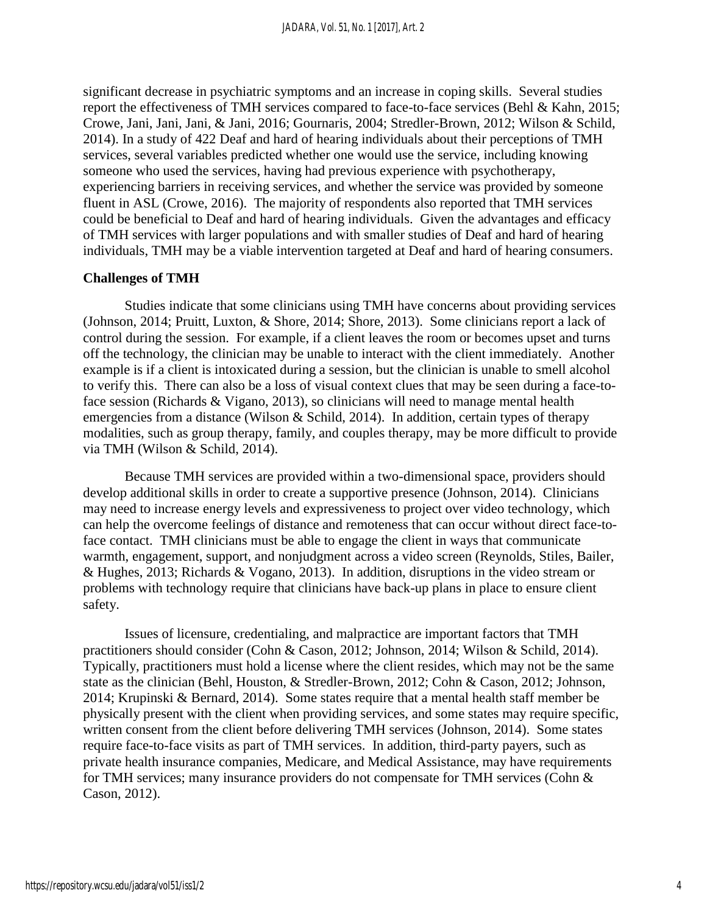significant decrease in psychiatric symptoms and an increase in coping skills. Several studies report the effectiveness of TMH services compared to face-to-face services (Behl & Kahn, 2015; Crowe, Jani, Jani, Jani, & Jani, 2016; Gournaris, 2004; Stredler-Brown, 2012; Wilson & Schild, 2014). In a study of 422 Deaf and hard of hearing individuals about their perceptions of TMH services, several variables predicted whether one would use the service, including knowing someone who used the services, having had previous experience with psychotherapy, experiencing barriers in receiving services, and whether the service was provided by someone fluent in ASL (Crowe, 2016). The majority of respondents also reported that TMH services could be beneficial to Deaf and hard of hearing individuals. Given the advantages and efficacy of TMH services with larger populations and with smaller studies of Deaf and hard of hearing individuals, TMH may be a viable intervention targeted at Deaf and hard of hearing consumers.

**Challenges of TMH**

Studies indicate that some clinicians using TMH have concerns about providing services (Johnson, 2014; Pruitt, Luxton, & Shore, 2014; Shore, 2013). Some clinicians report a lack of control during the session. For example, if a client leaves the room or becomes upset and turns off the technology, the clinician may be unable to interact with the client immediately. Another example is if a client is intoxicated during a session, but the clinician is unable to smell alcohol to verify this. There can also be a loss of visual context clues that may be seen during a face-to-face session (Richards & Vigano, 2013), so clinicians will need to manage mental health emergencies from a distance (Wilson & Schild, 2014). In addition, certain types of therapy modalities, such as group therapy, family, and couples therapy, may be more difficult to provide via TMH (Wilson & Schild, 2014).

Because TMH services are provided within a two-dimensional space, providers should develop additional skills in order to create a supportive presence (Johnson, 2014). Clinicians may need to increase energy levels and expressiveness to project over video technology, which can help the overcome feelings of distance and remoteness that can occur without direct face-to-face contact. TMH clinicians must be able to engage the client in ways that communicate warmth, engagement, support, and nonjudgment across a video screen (Reynolds, Stiles, Bailer, & Hughes, 2013; Richards & Vogano, 2013). In addition, disruptions in the video stream or problems with technology require that clinicians have back-up plans in place to ensure client safety.

Issues of licensure, credentialing, and malpractice are important factors that TMH practitioners should consider (Cohn & Cason, 2012; Johnson, 2014; Wilson & Schild, 2014). Typically, practitioners must hold a license where the client resides, which may not be the same state as the clinician (Behl, Houston, & Stredler-Brown, 2012; Cohn & Cason, 2012; Johnson, 2014; Krupinski & Bernard, 2014). Some states require that a mental health staff member be physically present with the client when providing services, and some states may require specific, written consent from the client before delivering TMH services (Johnson, 2014). Some states require face-to-face visits as part of TMH services. In addition, third-party payers, such as private health insurance companies, Medicare, and Medical Assistance, may have requirements for TMH services; many insurance providers do not compensate for TMH services (Cohn & Cason, 2012).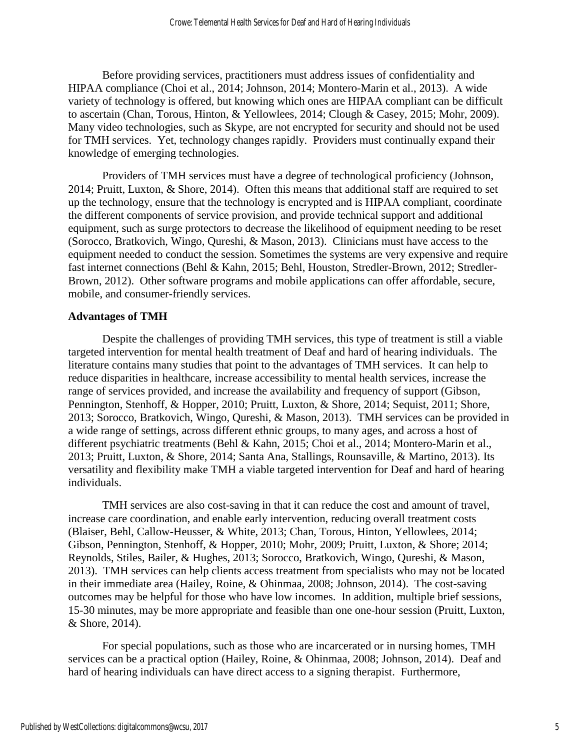Before providing services, practitioners must address issues of confidentiality and HIPAA compliance (Choi et al., 2014; Johnson, 2014; Montero-Marin et al., 2013). A wide variety of technology is offered, but knowing which ones are HIPAA compliant can be difficult to ascertain (Chan, Torous, Hinton, & Yellowlees, 2014; Clough & Casey, 2015; Mohr, 2009). Many video technologies, such as Skype, are not encrypted for security and should not be used for TMH services. Yet, technology changes rapidly. Providers must continually expand their knowledge of emerging technologies.

Providers of TMH services must have a degree of technological proficiency (Johnson, 2014; Pruitt, Luxton, & Shore, 2014). Often this means that additional staff are required to set up the technology, ensure that the technology is encrypted and is HIPAA compliant, coordinate the different components of service provision, and provide technical support and additional equipment, such as surge protectors to decrease the likelihood of equipment needing to be reset (Sorocco, Bratkovich, Wingo, Qureshi, & Mason, 2013). Clinicians must have access to the equipment needed to conduct the session. Sometimes the systems are very expensive and require fast internet connections (Behl & Kahn, 2015; Behl, Houston, Stredler-Brown, 2012; Stredler-Brown, 2012). Other software programs and mobile applications can offer affordable, secure, mobile, and consumer-friendly services.

**Advantages of TMH**

Despite the challenges of providing TMH services, this type of treatment is still a viable targeted intervention for mental health treatment of Deaf and hard of hearing individuals. The literature contains many studies that point to the advantages of TMH services. It can help to reduce disparities in healthcare, increase accessibility to mental health services, increase the range of services provided, and increase the availability and frequency of support (Gibson, Pennington, Stenhoff, & Hopper, 2010; Pruitt, Luxton, & Shore, 2014; Sequist, 2011; Shore, 2013; Sorocco, Bratkovich, Wingo, Qureshi, & Mason, 2013). TMH services can be provided in a wide range of settings, across different ethnic groups, to many ages, and across a host of different psychiatric treatments (Behl & Kahn, 2015; Choi et al., 2014; Montero-Marin et al., 2013; Pruitt, Luxton, & Shore, 2014; Santa Ana, Stallings, Rounsaville, & Martino, 2013). Its versatility and flexibility make TMH a viable targeted intervention for Deaf and hard of hearing individuals.

TMH services are also cost-saving in that it can reduce the cost and amount of travel, increase care coordination, and enable early intervention, reducing overall treatment costs (Blaiser, Behl, Callow-Heusser, & White, 2013; Chan, Torous, Hinton, Yellowlees, 2014; Gibson, Pennington, Stenhoff, & Hopper, 2010; Mohr, 2009; Pruitt, Luxton, & Shore; 2014; Reynolds, Stiles, Bailer, & Hughes, 2013; Sorocco, Bratkovich, Wingo, Qureshi, & Mason, 2013). TMH services can help clients access treatment from specialists who may not be located in their immediate area (Hailey, Roine, & Ohinmaa, 2008; Johnson, 2014). The cost-saving outcomes may be helpful for those who have low incomes. In addition, multiple brief sessions, 15-30 minutes, may be more appropriate and feasible than one one-hour session (Pruitt, Luxton, & Shore, 2014).

For special populations, such as those who are incarcerated or in nursing homes, TMH services can be a practical option (Hailey, Roine, & Ohinmaa, 2008; Johnson, 2014). Deaf and hard of hearing individuals can have direct access to a signing therapist. Furthermore,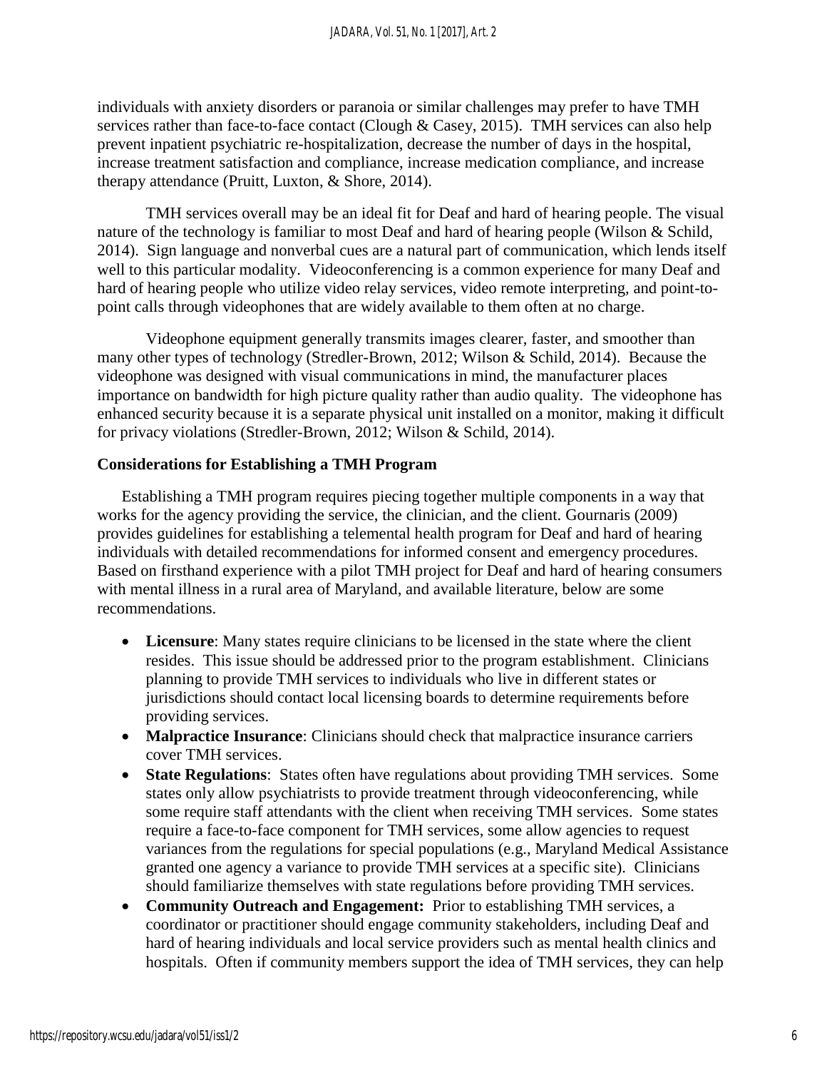individuals with anxiety disorders or paranoia or similar challenges may prefer to have TMH services rather than face-to-face contact (Clough & Casey, 2015). TMH services can also help prevent inpatient psychiatric re-hospitalization, decrease the number of days in the hospital, increase treatment satisfaction and compliance, increase medication compliance, and increase therapy attendance (Pruitt, Luxton, & Shore, 2014).

TMH services overall may be an ideal fit for Deaf and hard of hearing people. The visual nature of the technology is familiar to most Deaf and hard of hearing people (Wilson & Schild, 2014). Sign language and nonverbal cues are a natural part of communication, which lends itself well to this particular modality. Videoconferencing is a common experience for many Deaf and hard of hearing people who utilize video relay services, video remote interpreting, and point-to-point calls through videophones that are widely available to them often at no charge.

Videophone equipment generally transmits images clearer, faster, and smoother than many other types of technology (Stredler-Brown, 2012; Wilson & Schild, 2014). Because the videophone was designed with visual communications in mind, the manufacturer places importance on bandwidth for high picture quality rather than audio quality. The videophone has enhanced security because it is a separate physical unit installed on a monitor, making it difficult for privacy violations (Stredler-Brown, 2012; Wilson & Schild, 2014).

**Considerations for Establishing a TMH Program**

Establishing a TMH program requires piecing together multiple components in a way that works for the agency providing the service, the clinician, and the client. Gournaris (2009) provides guidelines for establishing a telemental health program for Deaf and hard of hearing individuals with detailed recommendations for informed consent and emergency procedures. Based on firsthand experience with a pilot TMH project for Deaf and hard of hearing consumers with mental illness in a rural area of Maryland, and available literature, below are some recommendations.

- **Licensure**: Many states require clinicians to be licensed in the state where the client resides. This issue should be addressed prior to the program establishment. Clinicians planning to provide TMH services to individuals who live in different states or jurisdictions should contact local licensing boards to determine requirements before providing services.
- **Malpractice Insurance**: Clinicians should check that malpractice insurance carriers cover TMH services.
- **State Regulations**: States often have regulations about providing TMH services. Some states only allow psychiatrists to provide treatment through videoconferencing, while some require staff attendants with the client when receiving TMH services. Some states require a face-to-face component for TMH services, some allow agencies to request variances from the regulations for special populations (e.g., Maryland Medical Assistance granted one agency a variance to provide TMH services at a specific site). Clinicians should familiarize themselves with state regulations before providing TMH services.
- **Community Outreach and Engagement:** Prior to establishing TMH services, a coordinator or practitioner should engage community stakeholders, including Deaf and hard of hearing individuals and local service providers such as mental health clinics and hospitals. Often if community members support the idea of TMH services, they can help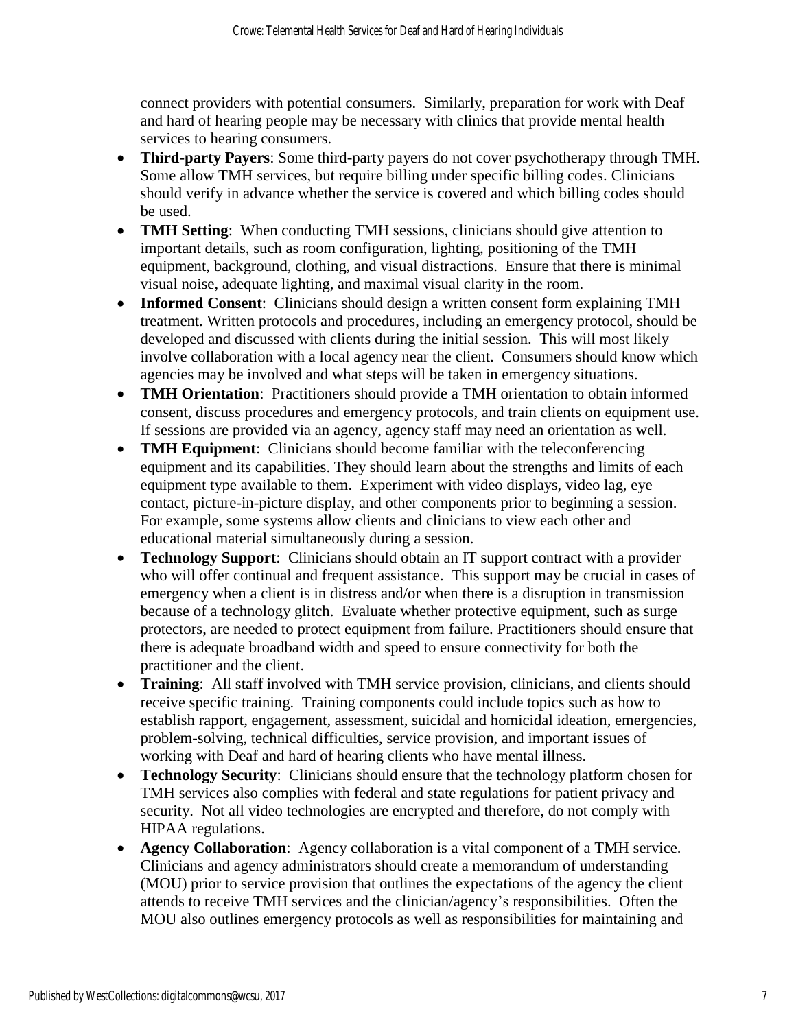connect providers with potential consumers. Similarly, preparation for work with Deaf and hard of hearing people may be necessary with clinics that provide mental health services to hearing consumers.

- **Third-party Payers**: Some third-party payers do not cover psychotherapy through TMH. Some allow TMH services, but require billing under specific billing codes. Clinicians should verify in advance whether the service is covered and which billing codes should be used.
- **TMH Setting**: When conducting TMH sessions, clinicians should give attention to important details, such as room configuration, lighting, positioning of the TMH equipment, background, clothing, and visual distractions. Ensure that there is minimal visual noise, adequate lighting, and maximal visual clarity in the room.
- **Informed Consent**: Clinicians should design a written consent form explaining TMH treatment. Written protocols and procedures, including an emergency protocol, should be developed and discussed with clients during the initial session. This will most likely involve collaboration with a local agency near the client. Consumers should know which agencies may be involved and what steps will be taken in emergency situations.
- **TMH Orientation**: Practitioners should provide a TMH orientation to obtain informed consent, discuss procedures and emergency protocols, and train clients on equipment use. If sessions are provided via an agency, agency staff may need an orientation as well.
- **TMH Equipment**: Clinicians should become familiar with the teleconferencing equipment and its capabilities. They should learn about the strengths and limits of each equipment type available to them. Experiment with video displays, video lag, eye contact, picture-in-picture display, and other components prior to beginning a session. For example, some systems allow clients and clinicians to view each other and educational material simultaneously during a session.
- **Technology Support**: Clinicians should obtain an IT support contract with a provider who will offer continual and frequent assistance. This support may be crucial in cases of emergency when a client is in distress and/or when there is a disruption in transmission because of a technology glitch. Evaluate whether protective equipment, such as surge protectors, are needed to protect equipment from failure. Practitioners should ensure that there is adequate broadband width and speed to ensure connectivity for both the practitioner and the client.
- **Training**: All staff involved with TMH service provision, clinicians, and clients should receive specific training. Training components could include topics such as how to establish rapport, engagement, assessment, suicidal and homicidal ideation, emergencies, problem-solving, technical difficulties, service provision, and important issues of working with Deaf and hard of hearing clients who have mental illness.
- **Technology Security**: Clinicians should ensure that the technology platform chosen for TMH services also complies with federal and state regulations for patient privacy and security. Not all video technologies are encrypted and therefore, do not comply with HIPAA regulations.
- **Agency Collaboration**: Agency collaboration is a vital component of a TMH service. Clinicians and agency administrators should create a memorandum of understanding (MOU) prior to service provision that outlines the expectations of the agency the client attends to receive TMH services and the clinician/agency's responsibilities. Often the MOU also outlines emergency protocols as well as responsibilities for maintaining and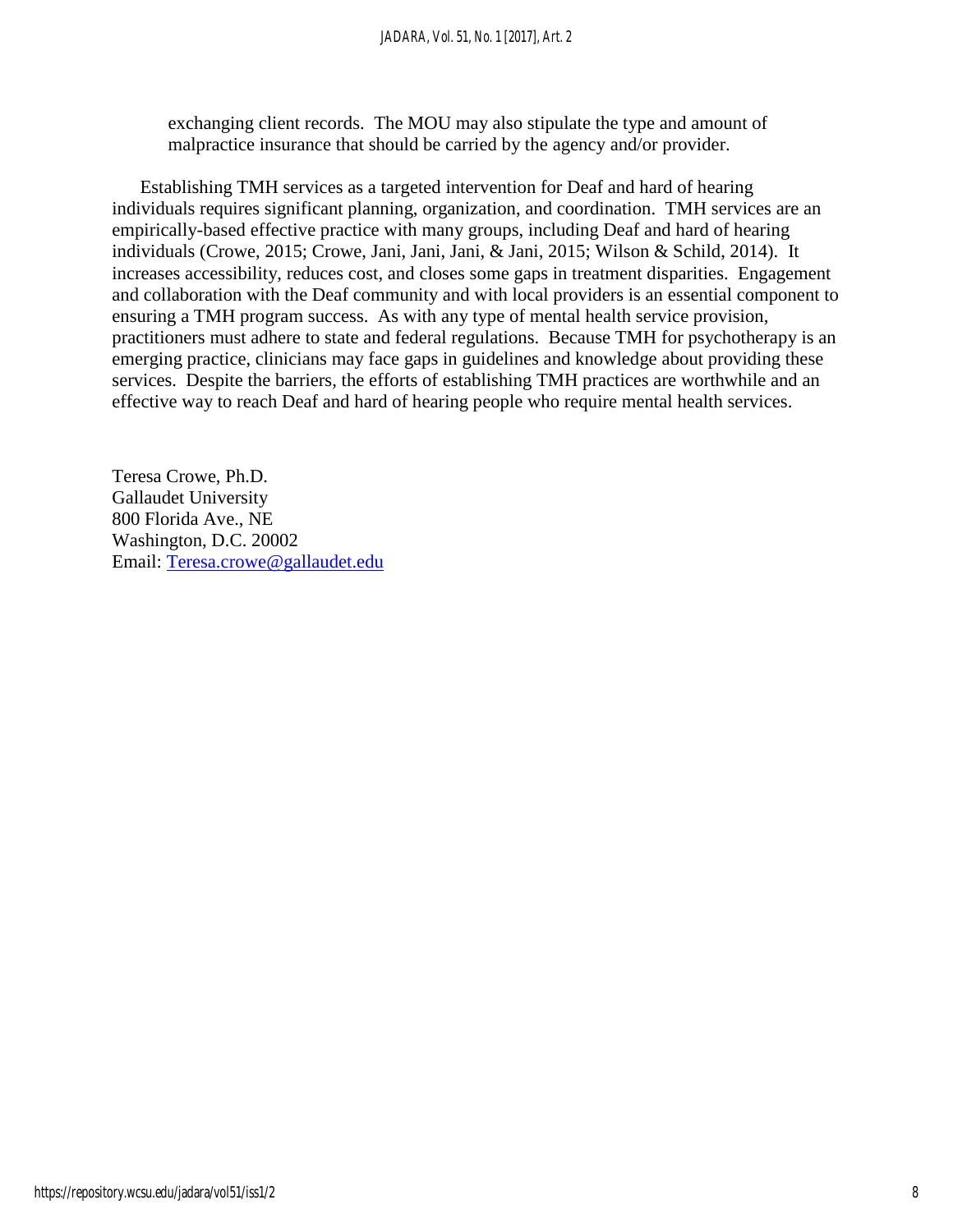exchanging client records. The MOU may also stipulate the type and amount of malpractice insurance that should be carried by the agency and/or provider.

Establishing TMH services as a targeted intervention for Deaf and hard of hearing individuals requires significant planning, organization, and coordination. TMH services are an empirically-based effective practice with many groups, including Deaf and hard of hearing individuals (Crowe, 2015; Crowe, Jani, Jani, Jani, & Jani, 2015; Wilson & Schild, 2014). It increases accessibility, reduces cost, and closes some gaps in treatment disparities. Engagement and collaboration with the Deaf community and with local providers is an essential component to ensuring a TMH program success. As with any type of mental health service provision, practitioners must adhere to state and federal regulations. Because TMH for psychotherapy is an emerging practice, clinicians may face gaps in guidelines and knowledge about providing these services. Despite the barriers, the efforts of establishing TMH practices are worthwhile and an effective way to reach Deaf and hard of hearing people who require mental health services.

Teresa Crowe, Ph.D.
Gallaudet University
800 Florida Ave., NE
Washington, D.C. 20002
Email: Teresa.crowe@gallaudet.edu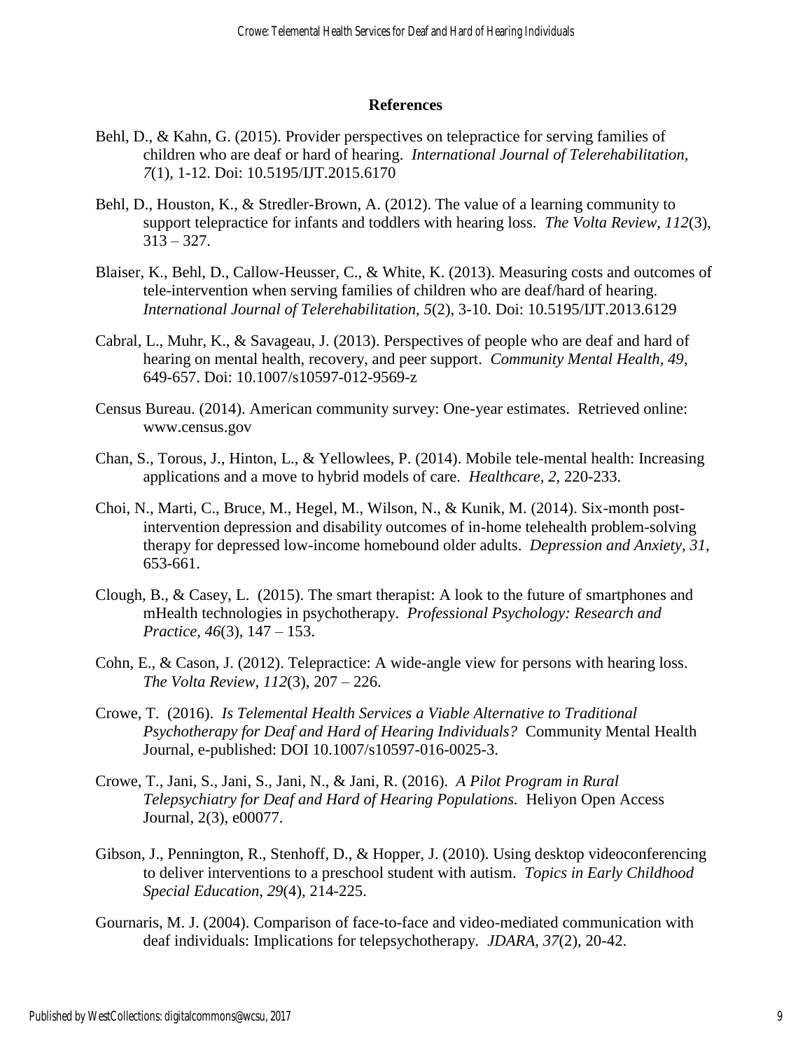## References

Behl, D., & Kahn, G. (2015). Provider perspectives on telepractice for serving families of children who are deaf or hard of hearing. *International Journal of Telerehabilitation, 7*(1), 1-12. Doi: 10.5195/IJT.2015.6170

Behl, D., Houston, K., & Stredler-Brown, A. (2012). The value of a learning community to support telepractice for infants and toddlers with hearing loss. *The Volta Review, 112*(3), 313 – 327.

Blaiser, K., Behl, D., Callow-Heusser, C., & White, K. (2013). Measuring costs and outcomes of tele-intervention when serving families of children who are deaf/hard of hearing. *International Journal of Telerehabilitation, 5*(2), 3-10. Doi: 10.5195/IJT.2013.6129

Cabral, L., Muhr, K., & Savageau, J. (2013). Perspectives of people who are deaf and hard of hearing on mental health, recovery, and peer support. *Community Mental Health, 49*, 649-657. Doi: 10.1007/s10597-012-9569-z

Census Bureau. (2014). American community survey: One-year estimates. Retrieved online: www.census.gov

Chan, S., Torous, J., Hinton, L., & Yellowlees, P. (2014). Mobile tele-mental health: Increasing applications and a move to hybrid models of care. *Healthcare, 2*, 220-233.

Choi, N., Marti, C., Bruce, M., Hegel, M., Wilson, N., & Kunik, M. (2014). Six-month post-intervention depression and disability outcomes of in-home telehealth problem-solving therapy for depressed low-income homebound older adults. *Depression and Anxiety, 31*, 653-661.

Clough, B., & Casey, L. (2015). The smart therapist: A look to the future of smartphones and mHealth technologies in psychotherapy. *Professional Psychology: Research and Practice, 46*(3), 147 – 153.

Cohn, E., & Cason, J. (2012). Telepractice: A wide-angle view for persons with hearing loss. *The Volta Review, 112*(3), 207 – 226.

Crowe, T. (2016). *Is Telemental Health Services a Viable Alternative to Traditional Psychotherapy for Deaf and Hard of Hearing Individuals?* Community Mental Health Journal, e-published: DOI 10.1007/s10597-016-0025-3.

Crowe, T., Jani, S., Jani, S., Jani, N., & Jani, R. (2016). *A Pilot Program in Rural Telepsychiatry for Deaf and Hard of Hearing Populations.* Heliyon Open Access Journal, 2(3), e00077.

Gibson, J., Pennington, R., Stenhoff, D., & Hopper, J. (2010). Using desktop videoconferencing to deliver interventions to a preschool student with autism. *Topics in Early Childhood Special Education, 29*(4), 214-225.

Gournaris, M. J. (2004). Comparison of face-to-face and video-mediated communication with deaf individuals: Implications for telepsychotherapy. *JDARA, 37*(2), 20-42.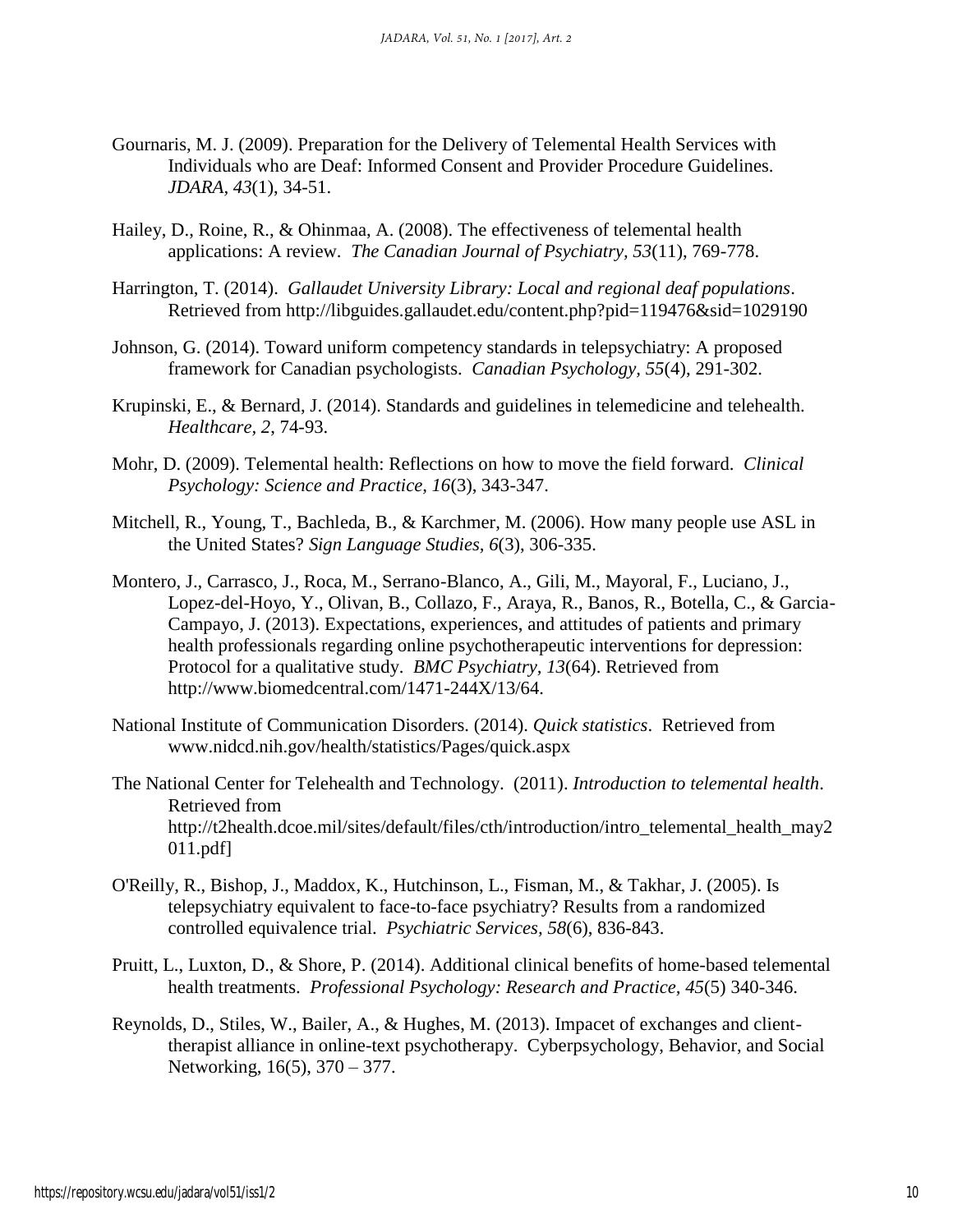Gournaris, M. J. (2009). Preparation for the Delivery of Telemental Health Services with Individuals who are Deaf: Informed Consent and Provider Procedure Guidelines. *JDARA, 43*(1), 34-51.

Hailey, D., Roine, R., & Ohinmaa, A. (2008). The effectiveness of telemental health applications: A review. *The Canadian Journal of Psychiatry, 53*(11), 769-778.

Harrington, T. (2014). *Gallaudet University Library: Local and regional deaf populations*. Retrieved from http://libguides.gallaudet.edu/content.php?pid=119476&sid=1029190

Johnson, G. (2014). Toward uniform competency standards in telepsychiatry: A proposed framework for Canadian psychologists. *Canadian Psychology, 55*(4), 291-302.

Krupinski, E., & Bernard, J. (2014). Standards and guidelines in telemedicine and telehealth. *Healthcare, 2*, 74-93.

Mohr, D. (2009). Telemental health: Reflections on how to move the field forward. *Clinical Psychology: Science and Practice, 16*(3), 343-347.

Mitchell, R., Young, T., Bachleda, B., & Karchmer, M. (2006). How many people use ASL in the United States? *Sign Language Studies, 6*(3), 306-335.

Montero, J., Carrasco, J., Roca, M., Serrano-Blanco, A., Gili, M., Mayoral, F., Luciano, J., Lopez-del-Hoyo, Y., Olivan, B., Collazo, F., Araya, R., Banos, R., Botella, C., & Garcia-Campayo, J. (2013). Expectations, experiences, and attitudes of patients and primary health professionals regarding online psychotherapeutic interventions for depression: Protocol for a qualitative study. *BMC Psychiatry, 13*(64). Retrieved from http://www.biomedcentral.com/1471-244X/13/64.

National Institute of Communication Disorders. (2014). *Quick statistics*. Retrieved from www.nidcd.nih.gov/health/statistics/Pages/quick.aspx

The National Center for Telehealth and Technology. (2011). *Introduction to telemental health*. Retrieved from http://t2health.dcoe.mil/sites/default/files/cth/introduction/intro_telemental_health_may2011.pdf]

O'Reilly, R., Bishop, J., Maddox, K., Hutchinson, L., Fisman, M., & Takhar, J. (2005). Is telepsychiatry equivalent to face-to-face psychiatry? Results from a randomized controlled equivalence trial. *Psychiatric Services, 58*(6), 836-843.

Pruitt, L., Luxton, D., & Shore, P. (2014). Additional clinical benefits of home-based telemental health treatments. *Professional Psychology: Research and Practice, 45*(5) 340-346.

Reynolds, D., Stiles, W., Bailer, A., & Hughes, M. (2013). Impacet of exchanges and client-therapist alliance in online-text psychotherapy. Cyberpsychology, Behavior, and Social Networking, 16(5), 370 – 377.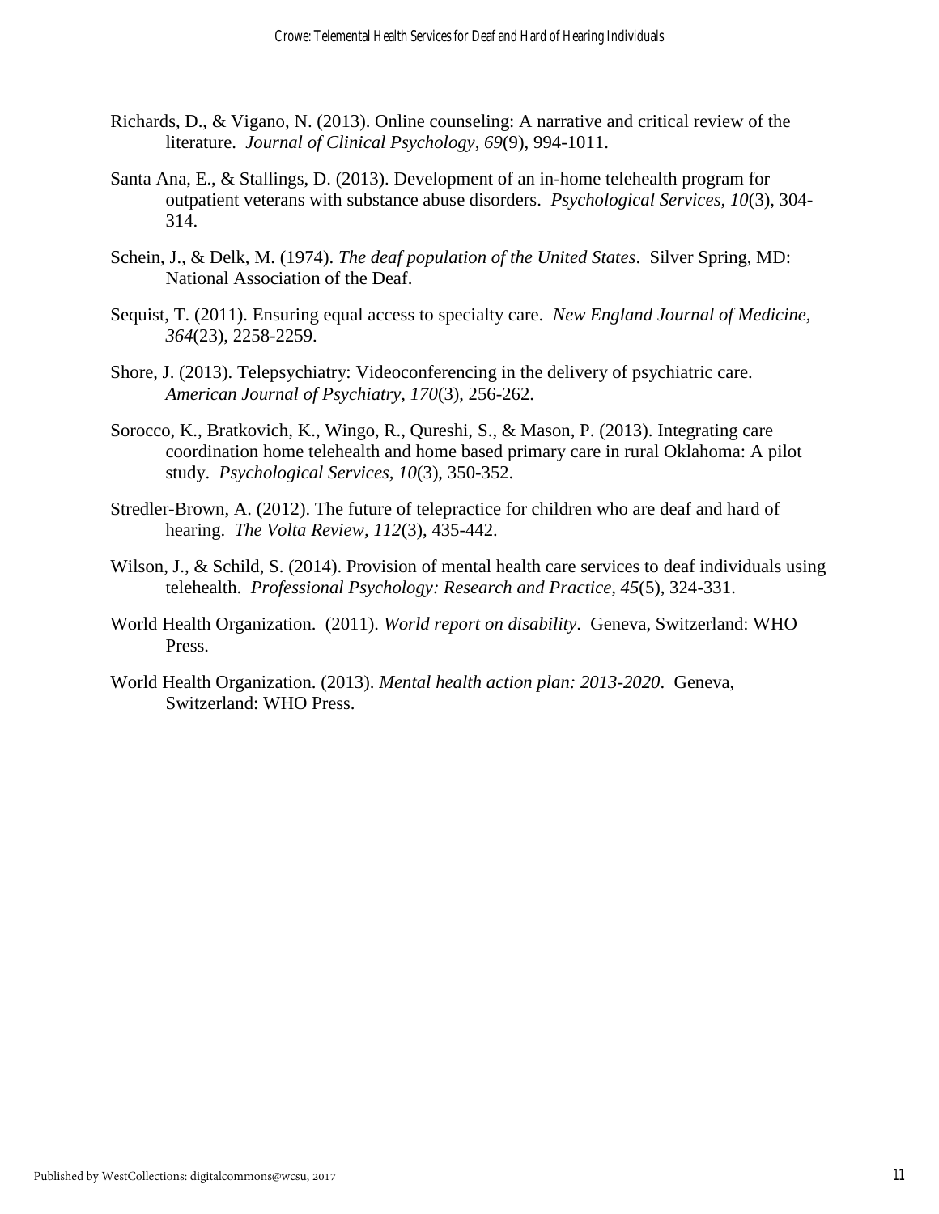Richards, D., & Vigano, N. (2013). Online counseling: A narrative and critical review of the literature. *Journal of Clinical Psychology, 69*(9), 994-1011.

Santa Ana, E., & Stallings, D. (2013). Development of an in-home telehealth program for outpatient veterans with substance abuse disorders. *Psychological Services, 10*(3), 304-314.

Schein, J., & Delk, M. (1974). *The deaf population of the United States*. Silver Spring, MD: National Association of the Deaf.

Sequist, T. (2011). Ensuring equal access to specialty care. *New England Journal of Medicine, 364*(23), 2258-2259.

Shore, J. (2013). Telepsychiatry: Videoconferencing in the delivery of psychiatric care. *American Journal of Psychiatry, 170*(3), 256-262.

Sorocco, K., Bratkovich, K., Wingo, R., Qureshi, S., & Mason, P. (2013). Integrating care coordination home telehealth and home based primary care in rural Oklahoma: A pilot study. *Psychological Services, 10*(3), 350-352.

Stredler-Brown, A. (2012). The future of telepractice for children who are deaf and hard of hearing. *The Volta Review, 112*(3), 435-442.

Wilson, J., & Schild, S. (2014). Provision of mental health care services to deaf individuals using telehealth. *Professional Psychology: Research and Practice, 45*(5), 324-331.

World Health Organization. (2011). *World report on disability*. Geneva, Switzerland: WHO Press.

World Health Organization. (2013). *Mental health action plan: 2013-2020*. Geneva, Switzerland: WHO Press.